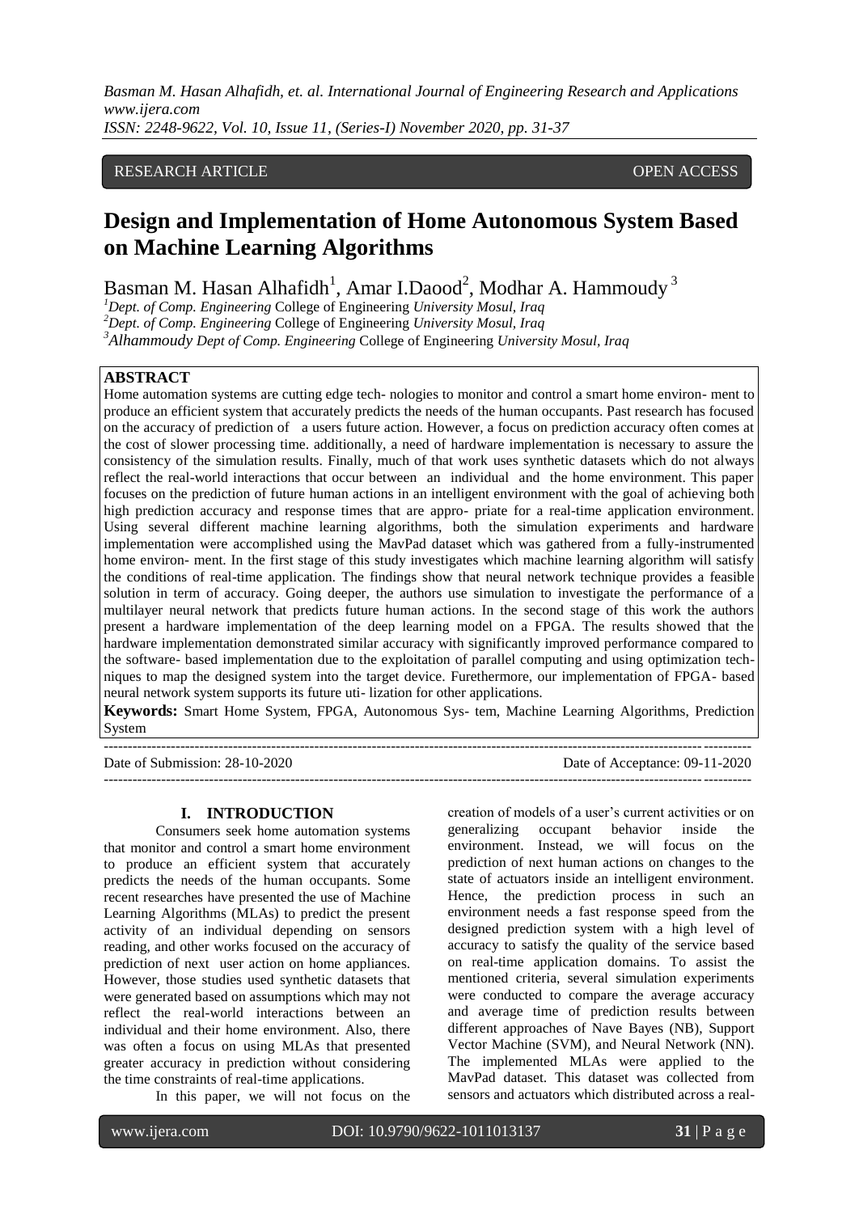RESEARCH ARTICLE OPEN ACCESS

# Design and Implementation of Home Autonomous System Based on Machine Learning Algorithms

Basman M. Hasan Alhafidh[1], Amar I.Daood[2], Modhar A. Hammoudy[3]

[1]*Dept. of Comp. Engineering* College of Engineering *University Mosul, Iraq*
[2]*Dept. of Comp. Engineering* College of Engineering *University Mosul, Iraq*
[3]*Alhammoudy Dept of Comp. Engineering* College of Engineering *University Mosul, Iraq*

## ABSTRACT

Home automation systems are cutting edge tech- nologies to monitor and control a smart home environ- ment to produce an efficient system that accurately predicts the needs of the human occupants. Past research has focused on the accuracy of prediction of a users future action. However, a focus on prediction accuracy often comes at the cost of slower processing time. additionally, a need of hardware implementation is necessary to assure the consistency of the simulation results. Finally, much of that work uses synthetic datasets which do not always reflect the real-world interactions that occur between an individual and the home environment. This paper focuses on the prediction of future human actions in an intelligent environment with the goal of achieving both high prediction accuracy and response times that are appro- priate for a real-time application environment. Using several different machine learning algorithms, both the simulation experiments and hardware implementation were accomplished using the MavPad dataset which was gathered from a fully-instrumented home environ- ment. In the first stage of this study investigates which machine learning algorithm will satisfy the conditions of real-time application. The findings show that neural network technique provides a feasible solution in term of accuracy. Going deeper, the authors use simulation to investigate the performance of a multilayer neural network that predicts future human actions. In the second stage of this work the authors present a hardware implementation of the deep learning model on a FPGA. The results showed that the hardware implementation demonstrated similar accuracy with significantly improved performance compared to the software- based implementation due to the exploitation of parallel computing and using optimization tech- niques to map the designed system into the target device. Furethermore, our implementation of FPGA- based neural network system supports its future uti- lization for other applications.

**Keywords:** Smart Home System, FPGA, Autonomous Sys- tem, Machine Learning Algorithms, Prediction System

Date of Submission: 28-10-2020 Date of Acceptance: 09-11-2020

## I. INTRODUCTION

Consumers seek home automation systems that monitor and control a smart home environment to produce an efficient system that accurately predicts the needs of the human occupants. Some recent researches have presented the use of Machine Learning Algorithms (MLAs) to predict the present activity of an individual depending on sensors reading, and other works focused on the accuracy of prediction of next user action on home appliances. However, those studies used synthetic datasets that were generated based on assumptions which may not reflect the real-world interactions between an individual and their home environment. Also, there was often a focus on using MLAs that presented greater accuracy in prediction without considering the time constraints of real-time applications.

In this paper, we will not focus on the creation of models of a user's current activities or on generalizing occupant behavior inside the environment. Instead, we will focus on the prediction of next human actions on changes to the state of actuators inside an intelligent environment. Hence, the prediction process in such an environment needs a fast response speed from the designed prediction system with a high level of accuracy to satisfy the quality of the service based on real-time application domains. To assist the mentioned criteria, several simulation experiments were conducted to compare the average accuracy and average time of prediction results between different approaches of Nave Bayes (NB), Support Vector Machine (SVM), and Neural Network (NN). The implemented MLAs were applied to the MavPad dataset. This dataset was collected from sensors and actuators which distributed across a real-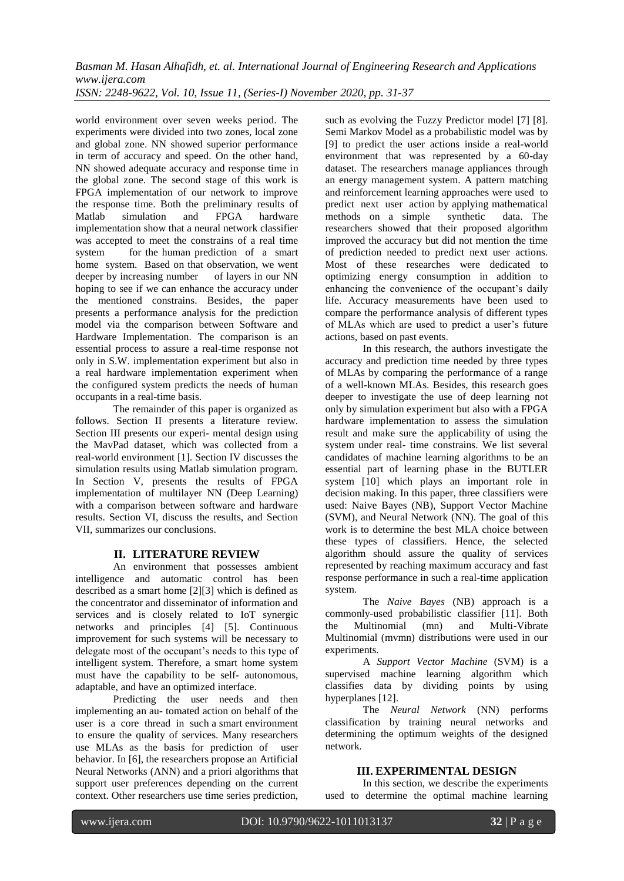world environment over seven weeks period. The experiments were divided into two zones, local zone and global zone. NN showed superior performance in term of accuracy and speed. On the other hand, NN showed adequate accuracy and response time in the global zone. The second stage of this work is FPGA implementation of our network to improve the response time. Both the preliminary results of Matlab simulation and FPGA hardware implementation show that a neural network classifier was accepted to meet the constrains of a real time system for the human prediction of a smart home system. Based on that observation, we went deeper by increasing number of layers in our NN hoping to see if we can enhance the accuracy under the mentioned constrains. Besides, the paper presents a performance analysis for the prediction model via the comparison between Software and Hardware Implementation. The comparison is an essential process to assure a real-time response not only in S.W. implementation experiment but also in a real hardware implementation experiment when the configured system predicts the needs of human occupants in a real-time basis.

The remainder of this paper is organized as follows. Section II presents a literature review. Section III presents our experi- mental design using the MavPad dataset, which was collected from a real-world environment [1]. Section IV discusses the simulation results using Matlab simulation program. In Section V, presents the results of FPGA implementation of multilayer NN (Deep Learning) with a comparison between software and hardware results. Section VI, discuss the results, and Section VII, summarizes our conclusions.

## II. LITERATURE REVIEW

An environment that possesses ambient intelligence and automatic control has been described as a smart home [2][3] which is defined as the concentrator and disseminator of information and services and is closely related to IoT synergic networks and principles [4] [5]. Continuous improvement for such systems will be necessary to delegate most of the occupant's needs to this type of intelligent system. Therefore, a smart home system must have the capability to be self- autonomous, adaptable, and have an optimized interface.

Predicting the user needs and then implementing an au- tomated action on behalf of the user is a core thread in such a smart environment to ensure the quality of services. Many researchers use MLAs as the basis for prediction of user behavior. In [6], the researchers propose an Artificial Neural Networks (ANN) and a priori algorithms that support user preferences depending on the current context. Other researchers use time series prediction, such as evolving the Fuzzy Predictor model [7] [8]. Semi Markov Model as a probabilistic model was by [9] to predict the user actions inside a real-world environment that was represented by a 60-day dataset. The researchers manage appliances through an energy management system. A pattern matching and reinforcement learning approaches were used to predict next user action by applying mathematical methods on a simple synthetic data. The researchers showed that their proposed algorithm improved the accuracy but did not mention the time of prediction needed to predict next user actions. Most of these researches were dedicated to optimizing energy consumption in addition to enhancing the convenience of the occupant's daily life. Accuracy measurements have been used to compare the performance analysis of different types of MLAs which are used to predict a user's future actions, based on past events.

In this research, the authors investigate the accuracy and prediction time needed by three types of MLAs by comparing the performance of a range of a well-known MLAs. Besides, this research goes deeper to investigate the use of deep learning not only by simulation experiment but also with a FPGA hardware implementation to assess the simulation result and make sure the applicability of using the system under real- time constrains. We list several candidates of machine learning algorithms to be an essential part of learning phase in the BUTLER system [10] which plays an important role in decision making. In this paper, three classifiers were used: Naive Bayes (NB), Support Vector Machine (SVM), and Neural Network (NN). The goal of this work is to determine the best MLA choice between these types of classifiers. Hence, the selected algorithm should assure the quality of services represented by reaching maximum accuracy and fast response performance in such a real-time application system.

The *Naive Bayes* (NB) approach is a commonly-used probabilistic classifier [11]. Both the Multinomial (mn) and Multi-Vibrate Multinomial (mvmn) distributions were used in our experiments.

A *Support Vector Machine* (SVM) is a supervised machine learning algorithm which classifies data by dividing points by using hyperplanes [12].

The *Neural Network* (NN) performs classification by training neural networks and determining the optimum weights of the designed network.

## III. EXPERIMENTAL DESIGN

In this section, we describe the experiments used to determine the optimal machine learning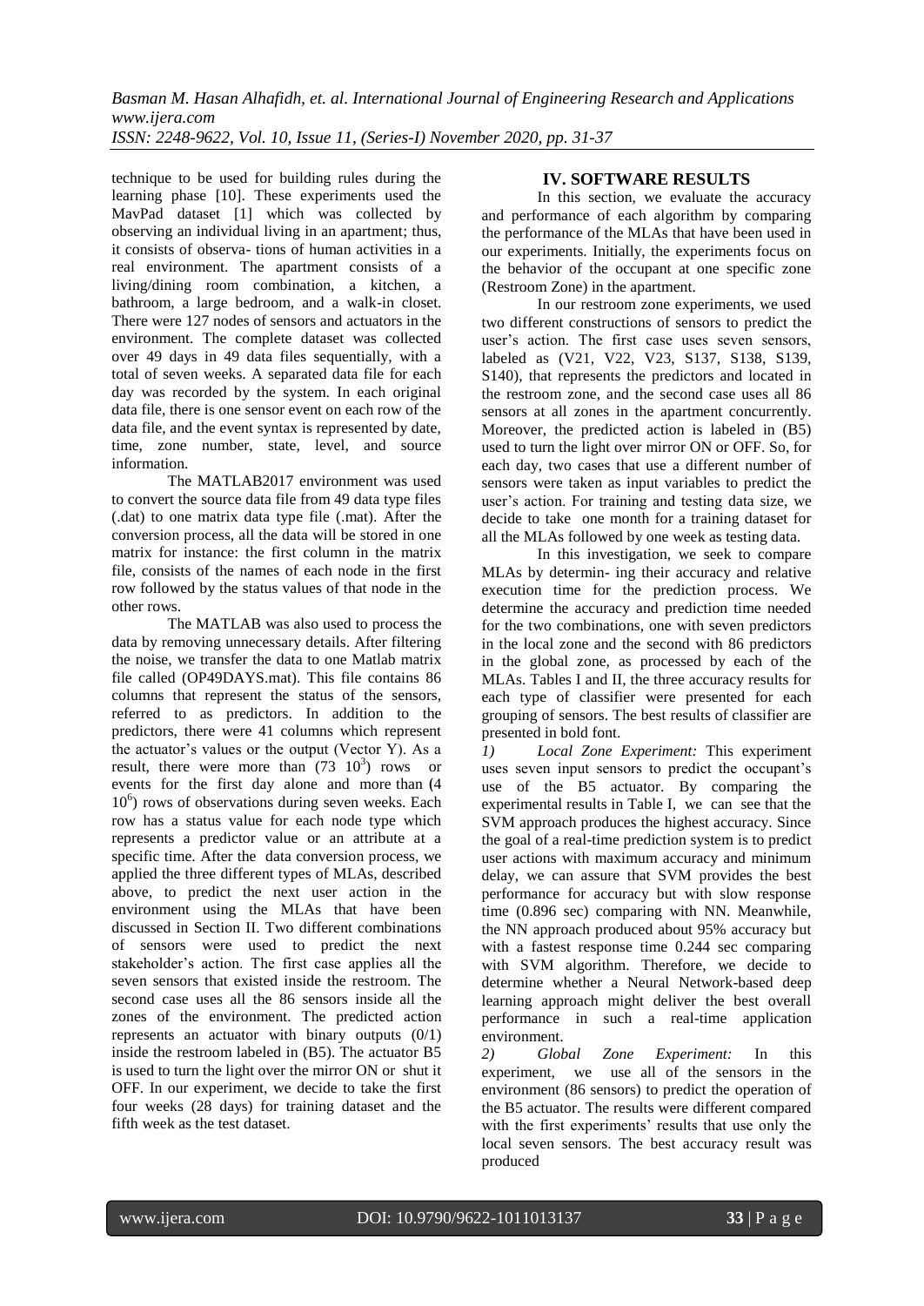technique to be used for building rules during the learning phase [10]. These experiments used the MavPad dataset [1] which was collected by observing an individual living in an apartment; thus, it consists of observa- tions of human activities in a real environment. The apartment consists of a living/dining room combination, a kitchen, a bathroom, a large bedroom, and a walk-in closet. There were 127 nodes of sensors and actuators in the environment. The complete dataset was collected over 49 days in 49 data files sequentially, with a total of seven weeks. A separated data file for each day was recorded by the system. In each original data file, there is one sensor event on each row of the data file, and the event syntax is represented by date, time, zone number, state, level, and source information.

The MATLAB2017 environment was used to convert the source data file from 49 data type files (.dat) to one matrix data type file (.mat). After the conversion process, all the data will be stored in one matrix for instance: the first column in the matrix file, consists of the names of each node in the first row followed by the status values of that node in the other rows.

The MATLAB was also used to process the data by removing unnecessary details. After filtering the noise, we transfer the data to one Matlab matrix file called (OP49DAYS.mat). This file contains 86 columns that represent the status of the sensors, referred to as predictors. In addition to the predictors, there were 41 columns which represent the actuator's values or the output (Vector Y). As a result, there were more than ($73\ 10^3$) rows or events for the first day alone and more than ($4\ 10^6$) rows of observations during seven weeks. Each row has a status value for each node type which represents a predictor value or an attribute at a specific time. After the data conversion process, we applied the three different types of MLAs, described above, to predict the next user action in the environment using the MLAs that have been discussed in Section II. Two different combinations of sensors were used to predict the next stakeholder's action. The first case applies all the seven sensors that existed inside the restroom. The second case uses all the 86 sensors inside all the zones of the environment. The predicted action represents an actuator with binary outputs (0/1) inside the restroom labeled in (B5). The actuator B5 is used to turn the light over the mirror ON or shut it OFF. In our experiment, we decide to take the first four weeks (28 days) for training dataset and the fifth week as the test dataset.

## IV. SOFTWARE RESULTS

In this section, we evaluate the accuracy and performance of each algorithm by comparing the performance of the MLAs that have been used in our experiments. Initially, the experiments focus on the behavior of the occupant at one specific zone (Restroom Zone) in the apartment.

In our restroom zone experiments, we used two different constructions of sensors to predict the user's action. The first case uses seven sensors, labeled as (V21, V22, V23, S137, S138, S139, S140), that represents the predictors and located in the restroom zone, and the second case uses all 86 sensors at all zones in the apartment concurrently. Moreover, the predicted action is labeled in (B5) used to turn the light over mirror ON or OFF. So, for each day, two cases that use a different number of sensors were taken as input variables to predict the user's action. For training and testing data size, we decide to take one month for a training dataset for all the MLAs followed by one week as testing data.

In this investigation, we seek to compare MLAs by determin- ing their accuracy and relative execution time for the prediction process. We determine the accuracy and prediction time needed for the two combinations, one with seven predictors in the local zone and the second with 86 predictors in the global zone, as processed by each of the MLAs. Tables I and II, the three accuracy results for each type of classifier were presented for each grouping of sensors. The best results of classifier are presented in bold font.

*1) Local Zone Experiment:* This experiment uses seven input sensors to predict the occupant's use of the B5 actuator. By comparing the experimental results in Table I, we can see that the SVM approach produces the highest accuracy. Since the goal of a real-time prediction system is to predict user actions with maximum accuracy and minimum delay, we can assure that SVM provides the best performance for accuracy but with slow response time (0.896 sec) comparing with NN. Meanwhile, the NN approach produced about 95% accuracy but with a fastest response time 0.244 sec comparing with SVM algorithm. Therefore, we decide to determine whether a Neural Network-based deep learning approach might deliver the best overall performance in such a real-time application environment.

*2) Global Zone Experiment:* In this experiment, we use all of the sensors in the environment (86 sensors) to predict the operation of the B5 actuator. The results were different compared with the first experiments' results that use only the local seven sensors. The best accuracy result was produced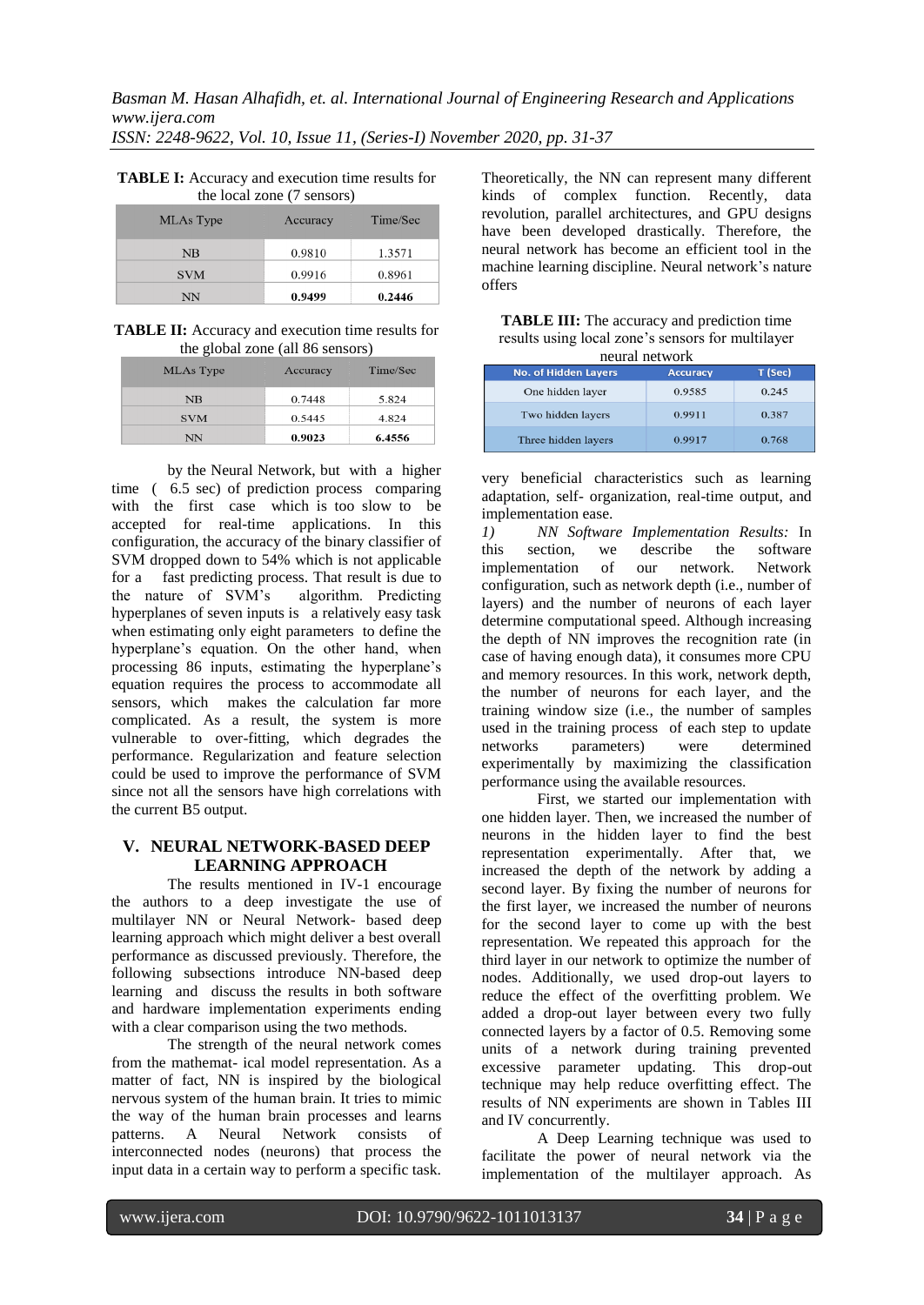**TABLE I:** Accuracy and execution time results for the local zone (7 sensors)

| MLAs Type | Accuracy | Time/Sec |
|---|---|---|
| NB | 0.9810 | 1.3571 |
| SVM | 0.9916 | 0.8961 |
| NN | **0.9499** | **0.2446** |

**TABLE II:** Accuracy and execution time results for the global zone (all 86 sensors)

| MLAs Type | Accuracy | Time/Sec |
|---|---|---|
| NB | 0.7448 | 5.824 |
| SVM | 0.5445 | 4.824 |
| NN | **0.9023** | **6.4556** |

by the Neural Network, but with a higher time ( 6.5 sec) of prediction process comparing with the first case which is too slow to be accepted for real-time applications. In this configuration, the accuracy of the binary classifier of SVM dropped down to 54% which is not applicable for a fast predicting process. That result is due to the nature of SVM's algorithm. Predicting hyperplanes of seven inputs is a relatively easy task when estimating only eight parameters to define the hyperplane's equation. On the other hand, when processing 86 inputs, estimating the hyperplane's equation requires the process to accommodate all sensors, which makes the calculation far more complicated. As a result, the system is more vulnerable to over-fitting, which degrades the performance. Regularization and feature selection could be used to improve the performance of SVM since not all the sensors have high correlations with the current B5 output.

## V. NEURAL NETWORK-BASED DEEP LEARNING APPROACH

The results mentioned in IV-1 encourage the authors to a deep investigate the use of multilayer NN or Neural Network- based deep learning approach which might deliver a best overall performance as discussed previously. Therefore, the following subsections introduce NN-based deep learning and discuss the results in both software and hardware implementation experiments ending with a clear comparison using the two methods.

The strength of the neural network comes from the mathemat- ical model representation. As a matter of fact, NN is inspired by the biological nervous system of the human brain. It tries to mimic the way of the human brain processes and learns patterns. A Neural Network consists of interconnected nodes (neurons) that process the input data in a certain way to perform a specific task. Theoretically, the NN can represent many different kinds of complex function. Recently, data revolution, parallel architectures, and GPU designs have been developed drastically. Therefore, the neural network has become an efficient tool in the machine learning discipline. Neural network's nature offers very beneficial characteristics such as learning adaptation, self- organization, real-time output, and implementation ease.

**TABLE III:** The accuracy and prediction time results using local zone's sensors for multilayer neural network

| No. of Hidden Layers | Accuracy | T (Sec) |
|---|---|---|
| One hidden layer | 0.9585 | 0.245 |
| Two hidden layers | 0.9911 | 0.387 |
| Three hidden layers | 0.9917 | 0.768 |

*1) NN Software Implementation Results:* In this section, we describe the software implementation of our network. Network configuration, such as network depth (i.e., number of layers) and the number of neurons of each layer determine computational speed. Although increasing the depth of NN improves the recognition rate (in case of having enough data), it consumes more CPU and memory resources. In this work, network depth, the number of neurons for each layer, and the training window size (i.e., the number of samples used in the training process of each step to update networks parameters) were determined experimentally by maximizing the classification performance using the available resources.

First, we started our implementation with one hidden layer. Then, we increased the number of neurons in the hidden layer to find the best representation experimentally. After that, we increased the depth of the network by adding a second layer. By fixing the number of neurons for the first layer, we increased the number of neurons for the second layer to come up with the best representation. We repeated this approach for the third layer in our network to optimize the number of nodes. Additionally, we used drop-out layers to reduce the effect of the overfitting problem. We added a drop-out layer between every two fully connected layers by a factor of 0.5. Removing some units of a network during training prevented excessive parameter updating. This drop-out technique may help reduce overfitting effect. The results of NN experiments are shown in Tables III and IV concurrently.

A Deep Learning technique was used to facilitate the power of neural network via the implementation of the multilayer approach. As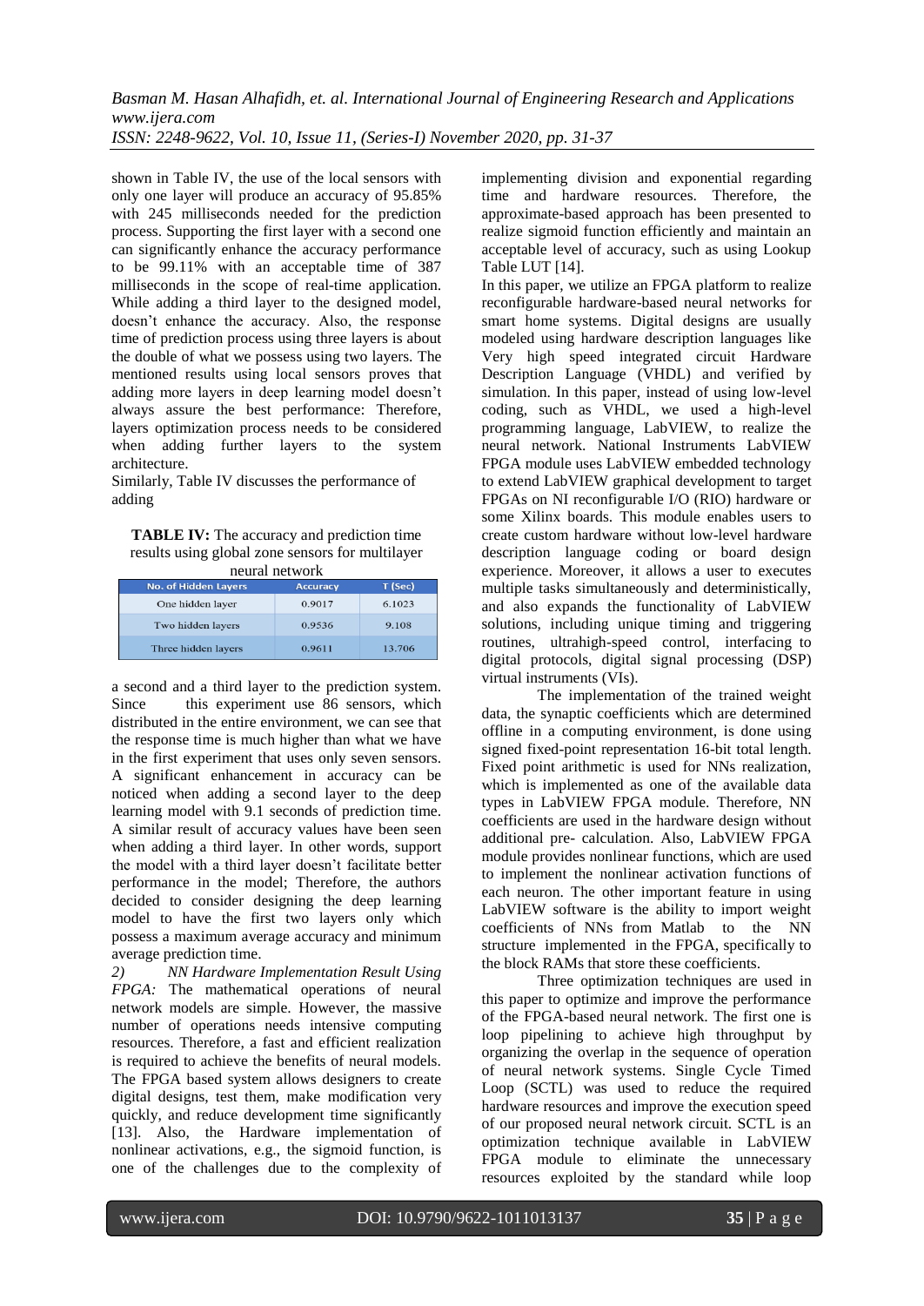shown in Table IV, the use of the local sensors with only one layer will produce an accuracy of 95.85% with 245 milliseconds needed for the prediction process. Supporting the first layer with a second one can significantly enhance the accuracy performance to be 99.11% with an acceptable time of 387 milliseconds in the scope of real-time application. While adding a third layer to the designed model, doesn't enhance the accuracy. Also, the response time of prediction process using three layers is about the double of what we possess using two layers. The mentioned results using local sensors proves that adding more layers in deep learning model doesn't always assure the best performance: Therefore, layers optimization process needs to be considered when adding further layers to the system architecture.

Similarly, Table IV discusses the performance of adding a second and a third layer to the prediction system. Since this experiment use 86 sensors, which distributed in the entire environment, we can see that the response time is much higher than what we have in the first experiment that uses only seven sensors. A significant enhancement in accuracy can be noticed when adding a second layer to the deep learning model with 9.1 seconds of prediction time. A similar result of accuracy values have been seen when adding a third layer. In other words, support the model with a third layer doesn't facilitate better performance in the model; Therefore, the authors decided to consider designing the deep learning model to have the first two layers only which possess a maximum average accuracy and minimum average prediction time.

**TABLE IV:** The accuracy and prediction time results using global zone sensors for multilayer neural network

| No. of Hidden Layers | Accuracy | T (Sec) |
|---|---|---|
| One hidden layer | 0.9017 | 6.1023 |
| Two hidden layers | 0.9536 | 9.108 |
| Three hidden layers | 0.9611 | 13.706 |

*2) NN Hardware Implementation Result Using FPGA:* The mathematical operations of neural network models are simple. However, the massive number of operations needs intensive computing resources. Therefore, a fast and efficient realization is required to achieve the benefits of neural models. The FPGA based system allows designers to create digital designs, test them, make modification very quickly, and reduce development time significantly [13]. Also, the Hardware implementation of nonlinear activations, e.g., the sigmoid function, is one of the challenges due to the complexity of implementing division and exponential regarding time and hardware resources. Therefore, the approximate-based approach has been presented to realize sigmoid function efficiently and maintain an acceptable level of accuracy, such as using Lookup Table LUT [14].

In this paper, we utilize an FPGA platform to realize reconfigurable hardware-based neural networks for smart home systems. Digital designs are usually modeled using hardware description languages like Very high speed integrated circuit Hardware Description Language (VHDL) and verified by simulation. In this paper, instead of using low-level coding, such as VHDL, we used a high-level programming language, LabVIEW, to realize the neural network. National Instruments LabVIEW FPGA module uses LabVIEW embedded technology to extend LabVIEW graphical development to target FPGAs on NI reconfigurable I/O (RIO) hardware or some Xilinx boards. This module enables users to create custom hardware without low-level hardware description language coding or board design experience. Moreover, it allows a user to executes multiple tasks simultaneously and deterministically, and also expands the functionality of LabVIEW solutions, including unique timing and triggering routines, ultrahigh-speed control, interfacing to digital protocols, digital signal processing (DSP) virtual instruments (VIs).

The implementation of the trained weight data, the synaptic coefficients which are determined offline in a computing environment, is done using signed fixed-point representation 16-bit total length. Fixed point arithmetic is used for NNs realization, which is implemented as one of the available data types in LabVIEW FPGA module. Therefore, NN coefficients are used in the hardware design without additional pre- calculation. Also, LabVIEW FPGA module provides nonlinear functions, which are used to implement the nonlinear activation functions of each neuron. The other important feature in using LabVIEW software is the ability to import weight coefficients of NNs from Matlab to the NN structure implemented in the FPGA, specifically to the block RAMs that store these coefficients.

Three optimization techniques are used in this paper to optimize and improve the performance of the FPGA-based neural network. The first one is loop pipelining to achieve high throughput by organizing the overlap in the sequence of operation of neural network systems. Single Cycle Timed Loop (SCTL) was used to reduce the required hardware resources and improve the execution speed of our proposed neural network circuit. SCTL is an optimization technique available in LabVIEW FPGA module to eliminate the unnecessary resources exploited by the standard while loop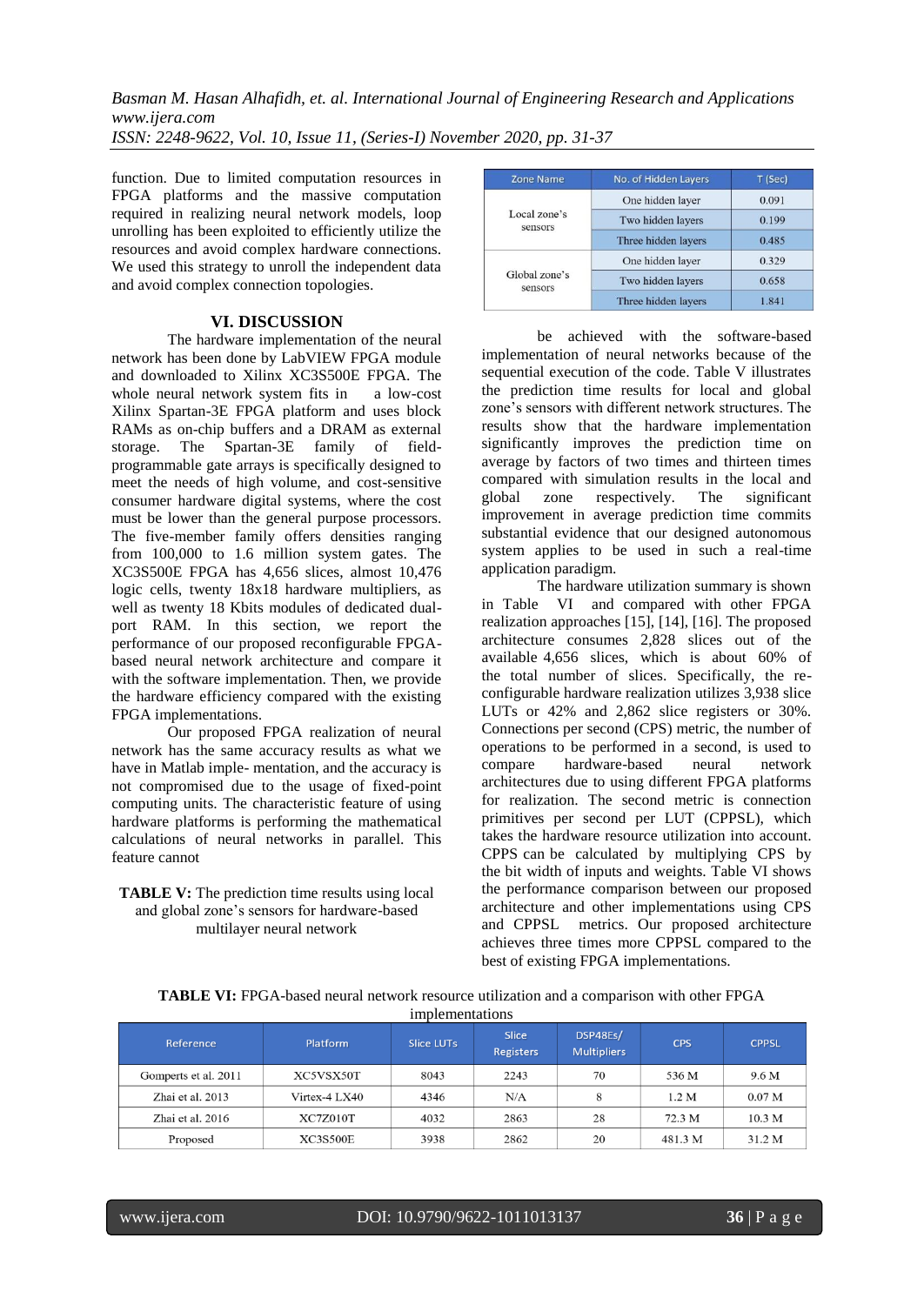function. Due to limited computation resources in FPGA platforms and the massive computation required in realizing neural network models, loop unrolling has been exploited to efficiently utilize the resources and avoid complex hardware connections. We used this strategy to unroll the independent data and avoid complex connection topologies.

## VI. DISCUSSION

The hardware implementation of the neural network has been done by LabVIEW FPGA module and downloaded to Xilinx XC3S500E FPGA. The whole neural network system fits in a low-cost Xilinx Spartan-3E FPGA platform and uses block RAMs as on-chip buffers and a DRAM as external storage. The Spartan-3E family of field-programmable gate arrays is specifically designed to meet the needs of high volume, and cost-sensitive consumer hardware digital systems, where the cost must be lower than the general purpose processors. The five-member family offers densities ranging from 100,000 to 1.6 million system gates. The XC3S500E FPGA has 4,656 slices, almost 10,476 logic cells, twenty 18x18 hardware multipliers, as well as twenty 18 Kbits modules of dedicated dual-port RAM. In this section, we report the performance of our proposed reconfigurable FPGA-based neural network architecture and compare it with the software implementation. Then, we provide the hardware efficiency compared with the existing FPGA implementations.

Our proposed FPGA realization of neural network has the same accuracy results as what we have in Matlab imple- mentation, and the accuracy is not compromised due to the usage of fixed-point computing units. The characteristic feature of using hardware platforms is performing the mathematical calculations of neural networks in parallel. This feature cannot be achieved with the software-based implementation of neural networks because of the sequential execution of the code. Table V illustrates the prediction time results for local and global zone's sensors with different network structures. The results show that the hardware implementation significantly improves the prediction time on average by factors of two times and thirteen times compared with simulation results in the local and global zone respectively. The significant improvement in average prediction time commits substantial evidence that our designed autonomous system applies to be used in such a real-time application paradigm.

**TABLE V:** The prediction time results using local and global zone's sensors for hardware-based multilayer neural network

| Zone Name | No. of Hidden Layers | T (Sec) |
|---|---|---|
| Local zone's sensors | One hidden layer | 0.091 |
| | Two hidden layers | 0.199 |
| | Three hidden layers | 0.485 |
| Global zone's sensors | One hidden layer | 0.329 |
| | Two hidden layers | 0.658 |
| | Three hidden layers | 1.841 |

The hardware utilization summary is shown in Table VI and compared with other FPGA realization approaches [15], [14], [16]. The proposed architecture consumes 2,828 slices out of the available 4,656 slices, which is about 60% of the total number of slices. Specifically, the re-configurable hardware realization utilizes 3,938 slice LUTs or 42% and 2,862 slice registers or 30%. Connections per second (CPS) metric, the number of operations to be performed in a second, is used to compare hardware-based neural network architectures due to using different FPGA platforms for realization. The second metric is connection primitives per second per LUT (CPPSL), which takes the hardware resource utilization into account. CPPS can be calculated by multiplying CPS by the bit width of inputs and weights. Table VI shows the performance comparison between our proposed architecture and other implementations using CPS and CPPSL metrics. Our proposed architecture achieves three times more CPPSL compared to the best of existing FPGA implementations.

**TABLE VI:** FPGA-based neural network resource utilization and a comparison with other FPGA implementations

| Reference | Platform | Slice LUTs | Slice Registers | DSP48Es/ Multipliers | CPS | CPPSL |
|---|---|---|---|---|---|---|
| Gomperts et al. 2011 | XC5VSX50T | 8043 | 2243 | 70 | 536 M | 9.6 M |
| Zhai et al. 2013 | Virtex-4 LX40 | 4346 | N/A | 8 | 1.2 M | 0.07 M |
| Zhai et al. 2016 | XC7Z010T | 4032 | 2863 | 28 | 72.3 M | 10.3 M |
| Proposed | XC3S500E | 3938 | 2862 | 20 | 481.3 M | 31.2 M |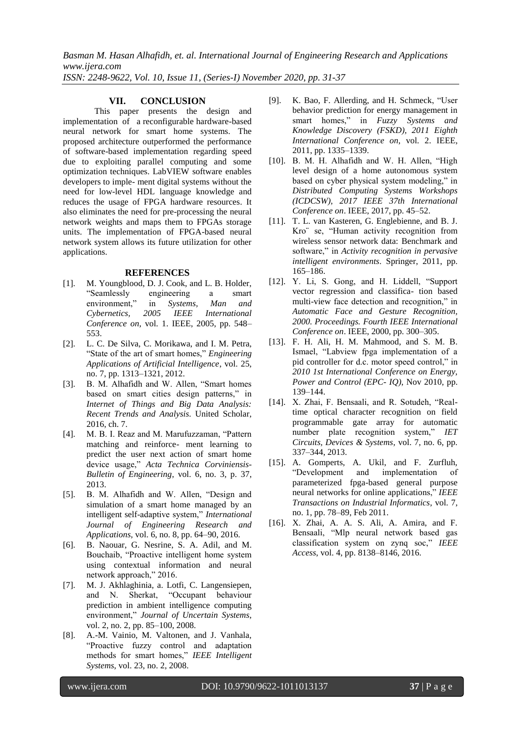## VII. CONCLUSION

This paper presents the design and implementation of a reconfigurable hardware-based neural network for smart home systems. The proposed architecture outperformed the performance of software-based implementation regarding speed due to exploiting parallel computing and some optimization techniques. LabVIEW software enables developers to imple- ment digital systems without the need for low-level HDL language knowledge and reduces the usage of FPGA hardware resources. It also eliminates the need for pre-processing the neural network weights and maps them to FPGAs storage units. The implementation of FPGA-based neural network system allows its future utilization for other applications.

## REFERENCES

[1]. M. Youngblood, D. J. Cook, and L. B. Holder, "Seamlessly engineering a smart environment," in *Systems, Man and Cybernetics, 2005 IEEE International Conference on*, vol. 1. IEEE, 2005, pp. 548–553.

[2]. L. C. De Silva, C. Morikawa, and I. M. Petra, "State of the art of smart homes," *Engineering Applications of Artificial Intelligence*, vol. 25, no. 7, pp. 1313–1321, 2012.

[3]. B. M. Alhafidh and W. Allen, "Smart homes based on smart cities design patterns," in *Internet of Things and Big Data Analysis: Recent Trends and Analysis*. United Scholar, 2016, ch. 7.

[4]. M. B. I. Reaz and M. Marufuzzaman, "Pattern matching and reinforce- ment learning to predict the user next action of smart home device usage," *Acta Technica Corviniensis-Bulletin of Engineering*, vol. 6, no. 3, p. 37, 2013.

[5]. B. M. Alhafidh and W. Allen, "Design and simulation of a smart home managed by an intelligent self-adaptive system," *International Journal of Engineering Research and Applications*, vol. 6, no. 8, pp. 64–90, 2016.

[6]. B. Naouar, G. Nesrine, S. A. Adil, and M. Bouchaib, "Proactive intelligent home system using contextual information and neural network approach," 2016.

[7]. M. J. Akhlaghinia, a. Lotfi, C. Langensiepen, and N. Sherkat, "Occupant behaviour prediction in ambient intelligence computing environment," *Journal of Uncertain Systems*, vol. 2, no. 2, pp. 85–100, 2008.

[8]. A.-M. Vainio, M. Valtonen, and J. Vanhala, "Proactive fuzzy control and adaptation methods for smart homes," *IEEE Intelligent Systems*, vol. 23, no. 2, 2008.

[9]. K. Bao, F. Allerding, and H. Schmeck, "User behavior prediction for energy management in smart homes," in *Fuzzy Systems and Knowledge Discovery (FSKD), 2011 Eighth International Conference on*, vol. 2. IEEE, 2011, pp. 1335–1339.

[10]. B. M. H. Alhafidh and W. H. Allen, "High level design of a home autonomous system based on cyber physical system modeling," in *Distributed Computing Systems Workshops (ICDCSW), 2017 IEEE 37th International Conference on*. IEEE, 2017, pp. 45–52.

[11]. T. L. van Kasteren, G. Englebienne, and B. J. Kro¨ se, "Human activity recognition from wireless sensor network data: Benchmark and software," in *Activity recognition in pervasive intelligent environments*. Springer, 2011, pp. 165–186.

[12]. Y. Li, S. Gong, and H. Liddell, "Support vector regression and classifica- tion based multi-view face detection and recognition," in *Automatic Face and Gesture Recognition, 2000. Proceedings. Fourth IEEE International Conference on*. IEEE, 2000, pp. 300–305.

[13]. F. H. Ali, H. M. Mahmood, and S. M. B. Ismael, "Labview fpga implementation of a pid controller for d.c. motor speed control," in *2010 1st International Conference on Energy, Power and Control (EPC- IQ)*, Nov 2010, pp. 139–144.

[14]. X. Zhai, F. Bensaali, and R. Sotudeh, "Real-time optical character recognition on field programmable gate array for automatic number plate recognition system," *IET Circuits, Devices & Systems*, vol. 7, no. 6, pp. 337–344, 2013.

[15]. A. Gomperts, A. Ukil, and F. Zurfluh, "Development and implementation of parameterized fpga-based general purpose neural networks for online applications," *IEEE Transactions on Industrial Informatics*, vol. 7, no. 1, pp. 78–89, Feb 2011.

[16]. X. Zhai, A. A. S. Ali, A. Amira, and F. Bensaali, "Mlp neural network based gas classification system on zynq soc," *IEEE Access*, vol. 4, pp. 8138–8146, 2016.